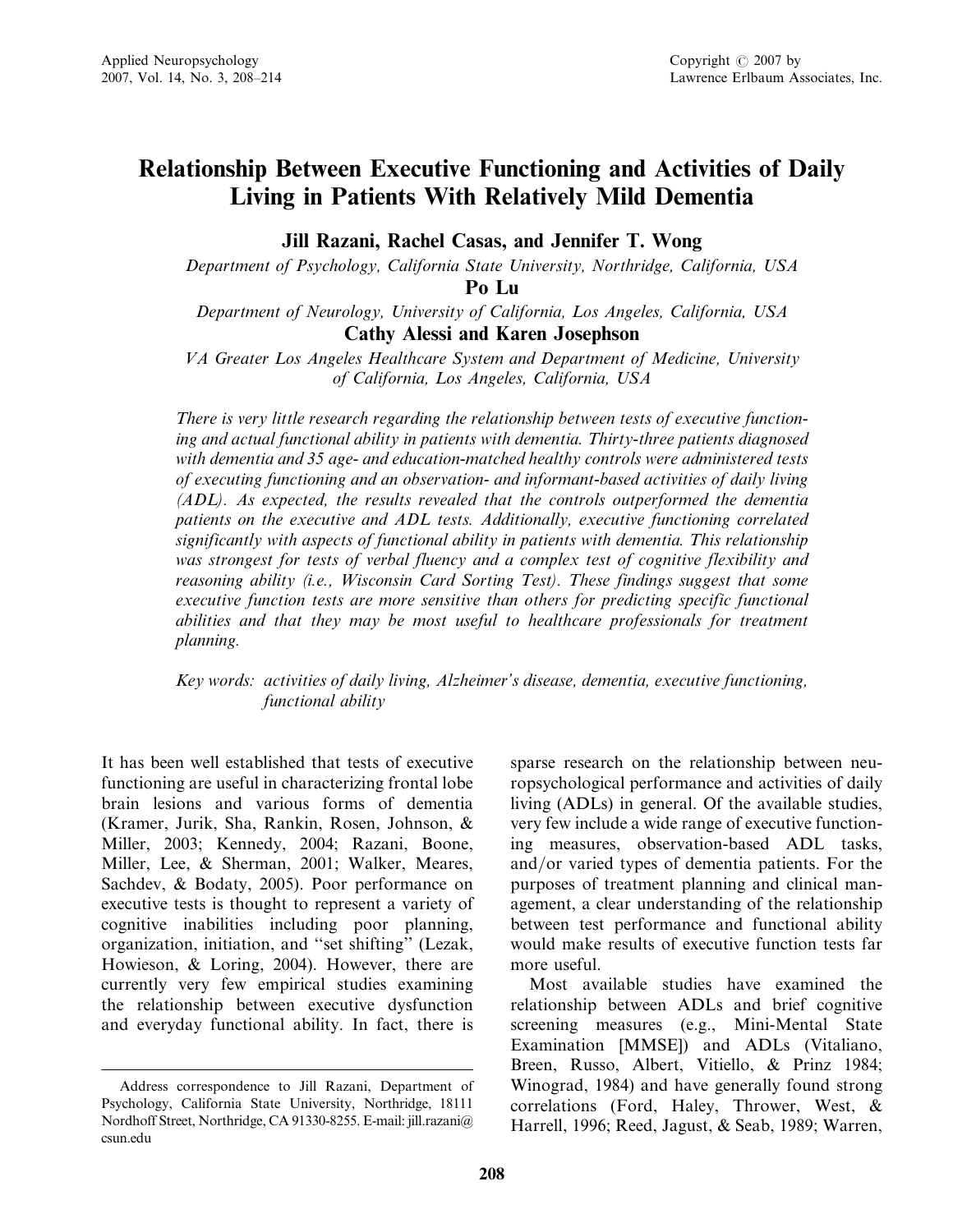# Relationship Between Executive Functioning and Activities of Daily Living in Patients With Relatively Mild Dementia

**Jill Razani, Rachel Casas, and Jennifer T. Wong**

*Department of Psychology, California State University, Northridge, California, USA*

**Po Lu**

*Department of Neurology, University of California, Los Angeles, California, USA*

**Cathy Alessi and Karen Josephson**

*VA Greater Los Angeles Healthcare System and Department of Medicine, University of California, Los Angeles, California, USA*

*There is very little research regarding the relationship between tests of executive functioning and actual functional ability in patients with dementia. Thirty-three patients diagnosed with dementia and 35 age- and education-matched healthy controls were administered tests of executing functioning and an observation- and informant-based activities of daily living (ADL). As expected, the results revealed that the controls outperformed the dementia patients on the executive and ADL tests. Additionally, executive functioning correlated significantly with aspects of functional ability in patients with dementia. This relationship was strongest for tests of verbal fluency and a complex test of cognitive flexibility and reasoning ability (i.e., Wisconsin Card Sorting Test). These findings suggest that some executive function tests are more sensitive than others for predicting specific functional abilities and that they may be most useful to healthcare professionals for treatment planning.*

*Key words: activities of daily living, Alzheimer's disease, dementia, executive functioning, functional ability*

It has been well established that tests of executive functioning are useful in characterizing frontal lobe brain lesions and various forms of dementia (Kramer, Jurik, Sha, Rankin, Rosen, Johnson, & Miller, 2003; Kennedy, 2004; Razani, Boone, Miller, Lee, & Sherman, 2001; Walker, Meares, Sachdev, & Bodaty, 2005). Poor performance on executive tests is thought to represent a variety of cognitive inabilities including poor planning, organization, initiation, and "set shifting" (Lezak, Howieson, & Loring, 2004). However, there are currently very few empirical studies examining the relationship between executive dysfunction and everyday functional ability. In fact, there is sparse research on the relationship between neuropsychological performance and activities of daily living (ADLs) in general. Of the available studies, very few include a wide range of executive functioning measures, observation-based ADL tasks, and/or varied types of dementia patients. For the purposes of treatment planning and clinical management, a clear understanding of the relationship between test performance and functional ability would make results of executive function tests far more useful.

Most available studies have examined the relationship between ADLs and brief cognitive screening measures (e.g., Mini-Mental State Examination [MMSE]) and ADLs (Vitaliano, Breen, Russo, Albert, Vitiello, & Prinz 1984; Winograd, 1984) and have generally found strong correlations (Ford, Haley, Thrower, West, & Harrell, 1996; Reed, Jagust, & Seab, 1989; Warren,

Address correspondence to Jill Razani, Department of Psychology, California State University, Northridge, 18111 Nordhoff Street, Northridge, CA 91330-8255. E-mail: jill.razani@csun.edu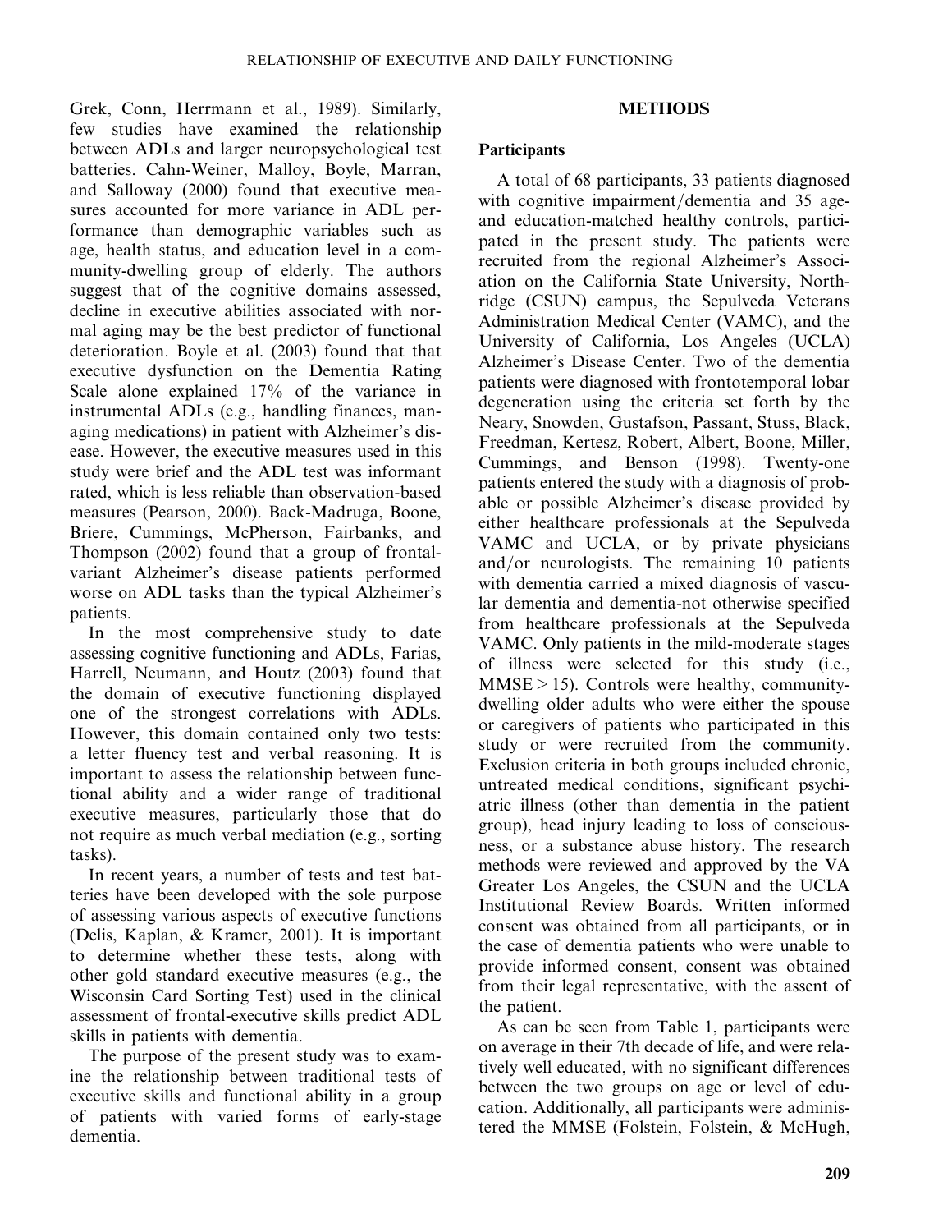Grek, Conn, Herrmann et al., 1989). Similarly, few studies have examined the relationship between ADLs and larger neuropsychological test batteries. Cahn-Weiner, Malloy, Boyle, Marran, and Salloway (2000) found that executive measures accounted for more variance in ADL performance than demographic variables such as age, health status, and education level in a community-dwelling group of elderly. The authors suggest that of the cognitive domains assessed, decline in executive abilities associated with normal aging may be the best predictor of functional deterioration. Boyle et al. (2003) found that that executive dysfunction on the Dementia Rating Scale alone explained 17% of the variance in instrumental ADLs (e.g., handling finances, managing medications) in patient with Alzheimer's disease. However, the executive measures used in this study were brief and the ADL test was informant rated, which is less reliable than observation-based measures (Pearson, 2000). Back-Madruga, Boone, Briere, Cummings, McPherson, Fairbanks, and Thompson (2002) found that a group of frontal-variant Alzheimer's disease patients performed worse on ADL tasks than the typical Alzheimer's patients.

In the most comprehensive study to date assessing cognitive functioning and ADLs, Farias, Harrell, Neumann, and Houtz (2003) found that the domain of executive functioning displayed one of the strongest correlations with ADLs. However, this domain contained only two tests: a letter fluency test and verbal reasoning. It is important to assess the relationship between functional ability and a wider range of traditional executive measures, particularly those that do not require as much verbal mediation (e.g., sorting tasks).

In recent years, a number of tests and test batteries have been developed with the sole purpose of assessing various aspects of executive functions (Delis, Kaplan, & Kramer, 2001). It is important to determine whether these tests, along with other gold standard executive measures (e.g., the Wisconsin Card Sorting Test) used in the clinical assessment of frontal-executive skills predict ADL skills in patients with dementia.

The purpose of the present study was to examine the relationship between traditional tests of executive skills and functional ability in a group of patients with varied forms of early-stage dementia.

## METHODS

### Participants

A total of 68 participants, 33 patients diagnosed with cognitive impairment/dementia and 35 age- and education-matched healthy controls, participated in the present study. The patients were recruited from the regional Alzheimer's Association on the California State University, Northridge (CSUN) campus, the Sepulveda Veterans Administration Medical Center (VAMC), and the University of California, Los Angeles (UCLA) Alzheimer's Disease Center. Two of the dementia patients were diagnosed with frontotemporal lobar degeneration using the criteria set forth by the Neary, Snowden, Gustafson, Passant, Stuss, Black, Freedman, Kertesz, Robert, Albert, Boone, Miller, Cummings, and Benson (1998). Twenty-one patients entered the study with a diagnosis of probable or possible Alzheimer's disease provided by either healthcare professionals at the Sepulveda VAMC and UCLA, or by private physicians and/or neurologists. The remaining 10 patients with dementia carried a mixed diagnosis of vascular dementia and dementia-not otherwise specified from healthcare professionals at the Sepulveda VAMC. Only patients in the mild-moderate stages of illness were selected for this study (i.e., MMSE $\geq$ 15). Controls were healthy, community-dwelling older adults who were either the spouse or caregivers of patients who participated in this study or were recruited from the community. Exclusion criteria in both groups included chronic, untreated medical conditions, significant psychiatric illness (other than dementia in the patient group), head injury leading to loss of consciousness, or a substance abuse history. The research methods were reviewed and approved by the VA Greater Los Angeles, the CSUN and the UCLA Institutional Review Boards. Written informed consent was obtained from all participants, or in the case of dementia patients who were unable to provide informed consent, consent was obtained from their legal representative, with the assent of the patient.

As can be seen from Table 1, participants were on average in their 7th decade of life, and were relatively well educated, with no significant differences between the two groups on age or level of education. Additionally, all participants were administered the MMSE (Folstein, Folstein, & McHugh,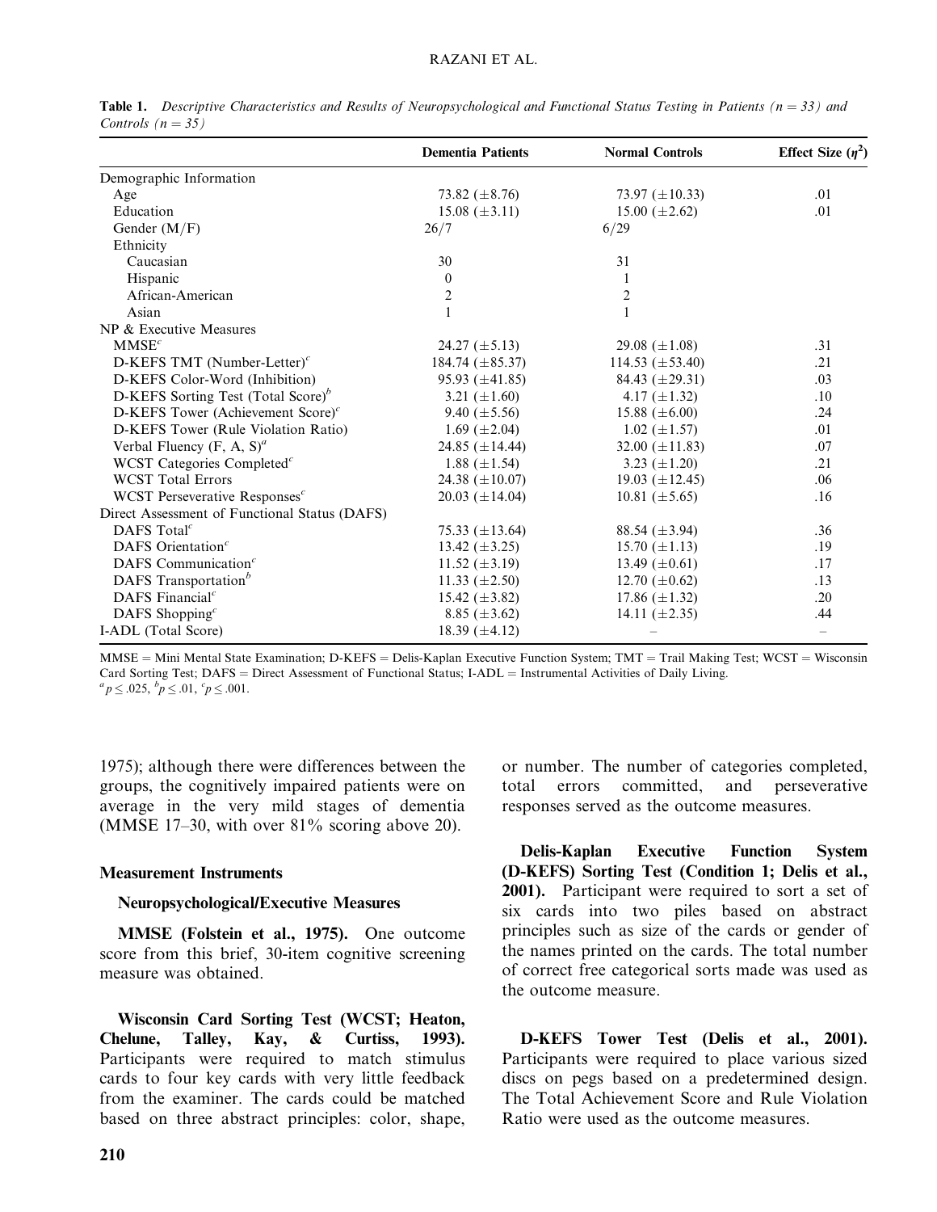**Table 1.** *Descriptive Characteristics and Results of Neuropsychological and Functional Status Testing in Patients (n = 33) and Controls (n = 35)*

| | Dementia Patients | Normal Controls | Effect Size ($\eta^2$) |
|---|---|---|---|
| Demographic Information | | | |
| Age | 73.82 ($\pm$8.76) | 73.97 ($\pm$10.33) | .01 |
| Education | 15.08 ($\pm$3.11) | 15.00 ($\pm$2.62) | .01 |
| Gender (M/F) | 26/7 | 6/29 | |
| Ethnicity | | | |
| Caucasian | 30 | 31 | |
| Hispanic | 0 | 1 | |
| African-American | 2 | 2 | |
| Asian | 1 | 1 | |
| NP & Executive Measures | | | |
| MMSE[c] | 24.27 ($\pm$5.13) | 29.08 ($\pm$1.08) | .31 |
| D-KEFS TMT (Number-Letter)[c] | 184.74 ($\pm$85.37) | 114.53 ($\pm$53.40) | .21 |
| D-KEFS Color-Word (Inhibition) | 95.93 ($\pm$41.85) | 84.43 ($\pm$29.31) | .03 |
| D-KEFS Sorting Test (Total Score)[b] | 3.21 ($\pm$1.60) | 4.17 ($\pm$1.32) | .10 |
| D-KEFS Tower (Achievement Score)[c] | 9.40 ($\pm$5.56) | 15.88 ($\pm$6.00) | .24 |
| D-KEFS Tower (Rule Violation Ratio) | 1.69 ($\pm$2.04) | 1.02 ($\pm$1.57) | .01 |
| Verbal Fluency (F, A, S)[a] | 24.85 ($\pm$14.44) | 32.00 ($\pm$11.83) | .07 |
| WCST Categories Completed[c] | 1.88 ($\pm$1.54) | 3.23 ($\pm$1.20) | .21 |
| WCST Total Errors | 24.38 ($\pm$10.07) | 19.03 ($\pm$12.45) | .06 |
| WCST Perseverative Responses[c] | 20.03 ($\pm$14.04) | 10.81 ($\pm$5.65) | .16 |
| Direct Assessment of Functional Status (DAFS) | | | |
| DAFS Total[c] | 75.33 ($\pm$13.64) | 88.54 ($\pm$3.94) | .36 |
| DAFS Orientation[c] | 13.42 ($\pm$3.25) | 15.70 ($\pm$1.13) | .19 |
| DAFS Communication[c] | 11.52 ($\pm$3.19) | 13.49 ($\pm$0.61) | .17 |
| DAFS Transportation[b] | 11.33 ($\pm$2.50) | 12.70 ($\pm$0.62) | .13 |
| DAFS Financial[c] | 15.42 ($\pm$3.82) | 17.86 ($\pm$1.32) | .20 |
| DAFS Shopping[c] | 8.85 ($\pm$3.62) | 14.11 ($\pm$2.35) | .44 |
| I-ADL (Total Score) | 18.39 ($\pm$4.12) | – | – |

MMSE = Mini Mental State Examination; D-KEFS = Delis-Kaplan Executive Function System; TMT = Trail Making Test; WCST = Wisconsin Card Sorting Test; DAFS = Direct Assessment of Functional Status; I-ADL = Instrumental Activities of Daily Living.
[a] $p \leq .025$, [b] $p \leq .01$, [c] $p \leq .001$.

1975); although there were differences between the groups, the cognitively impaired patients were on average in the very mild stages of dementia (MMSE 17–30, with over 81% scoring above 20).

### Measurement Instruments

#### Neuropsychological/Executive Measures

**MMSE (Folstein et al., 1975).** One outcome score from this brief, 30-item cognitive screening measure was obtained.

**Wisconsin Card Sorting Test (WCST; Heaton, Chelune, Talley, Kay, & Curtiss, 1993).** Participants were required to match stimulus cards to four key cards with very little feedback from the examiner. The cards could be matched based on three abstract principles: color, shape, or number. The number of categories completed, total errors committed, and perseverative responses served as the outcome measures.

**Delis-Kaplan Executive Function System (D-KEFS) Sorting Test (Condition 1; Delis et al., 2001).** Participant were required to sort a set of six cards into two piles based on abstract principles such as size of the cards or gender of the names printed on the cards. The total number of correct free categorical sorts made was used as the outcome measure.

**D-KEFS Tower Test (Delis et al., 2001).** Participants were required to place various sized discs on pegs based on a predetermined design. The Total Achievement Score and Rule Violation Ratio were used as the outcome measures.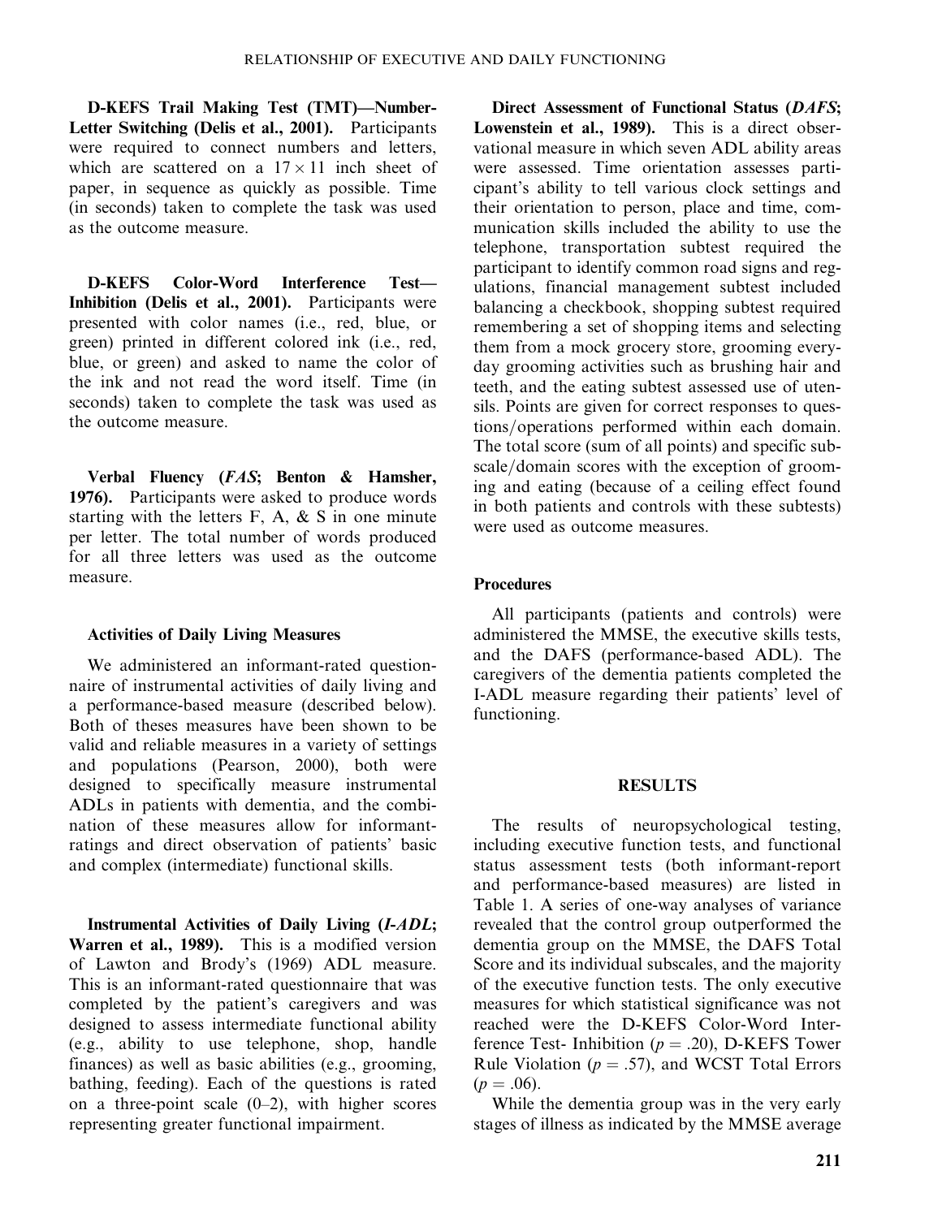**D-KEFS Trail Making Test (TMT)—Number-Letter Switching (Delis et al., 2001).** Participants were required to connect numbers and letters, which are scattered on a $17 \times 11$ inch sheet of paper, in sequence as quickly as possible. Time (in seconds) taken to complete the task was used as the outcome measure.

**D-KEFS Color-Word Interference Test—Inhibition (Delis et al., 2001).** Participants were presented with color names (i.e., red, blue, or green) printed in different colored ink (i.e., red, blue, or green) and asked to name the color of the ink and not read the word itself. Time (in seconds) taken to complete the task was used as the outcome measure.

**Verbal Fluency (*FAS*; Benton & Hamsher, 1976).** Participants were asked to produce words starting with the letters F, A, & S in one minute per letter. The total number of words produced for all three letters was used as the outcome measure.

### Activities of Daily Living Measures

We administered an informant-rated questionnaire of instrumental activities of daily living and a performance-based measure (described below). Both of theses measures have been shown to be valid and reliable measures in a variety of settings and populations (Pearson, 2000), both were designed to specifically measure instrumental ADLs in patients with dementia, and the combination of these measures allow for informant-ratings and direct observation of patients' basic and complex (intermediate) functional skills.

**Instrumental Activities of Daily Living (*I-ADL*; Warren et al., 1989).** This is a modified version of Lawton and Brody's (1969) ADL measure. This is an informant-rated questionnaire that was completed by the patient's caregivers and was designed to assess intermediate functional ability (e.g., ability to use telephone, shop, handle finances) as well as basic abilities (e.g., grooming, bathing, feeding). Each of the questions is rated on a three-point scale (0–2), with higher scores representing greater functional impairment.

**Direct Assessment of Functional Status (*DAFS*; Lowenstein et al., 1989).** This is a direct observational measure in which seven ADL ability areas were assessed. Time orientation assesses participant's ability to tell various clock settings and their orientation to person, place and time, communication skills included the ability to use the telephone, transportation subtest required the participant to identify common road signs and regulations, financial management subtest included balancing a checkbook, shopping subtest required remembering a set of shopping items and selecting them from a mock grocery store, grooming everyday grooming activities such as brushing hair and teeth, and the eating subtest assessed use of utensils. Points are given for correct responses to questions/operations performed within each domain. The total score (sum of all points) and specific subscale/domain scores with the exception of grooming and eating (because of a ceiling effect found in both patients and controls with these subtests) were used as outcome measures.

### Procedures

All participants (patients and controls) were administered the MMSE, the executive skills tests, and the DAFS (performance-based ADL). The caregivers of the dementia patients completed the I-ADL measure regarding their patients' level of functioning.

## RESULTS

The results of neuropsychological testing, including executive function tests, and functional status assessment tests (both informant-report and performance-based measures) are listed in Table 1. A series of one-way analyses of variance revealed that the control group outperformed the dementia group on the MMSE, the DAFS Total Score and its individual subscales, and the majority of the executive function tests. The only executive measures for which statistical significance was not reached were the D-KEFS Color-Word Interference Test- Inhibition ($p = .20$), D-KEFS Tower Rule Violation ($p = .57$), and WCST Total Errors ($p = .06$).

While the dementia group was in the very early stages of illness as indicated by the MMSE average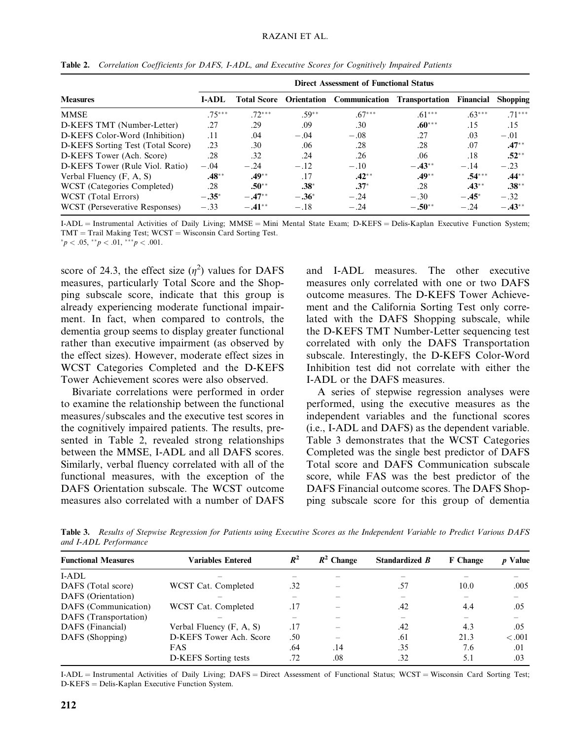**Table 2.** *Correlation Coefficients for DAFS, I-ADL, and Executive Scores for Cognitively Impaired Patients*

| Measures | I-ADL | Direct Assessment of Functional Status | | | | | |
|---|---|---|---|---|---|---|---|
| | | Total Score | Orientation | Communication | Transportation | Financial | Shopping |
| MMSE | .75*** | .72*** | .59** | .67*** | .61*** | .63*** | .71*** |
| D-KEFS TMT (Number-Letter) | .27 | .29 | .09 | .30 | **.60***\* | .15 | .15 |
| D-KEFS Color-Word (Inhibition) | .11 | .04 | −.04 | −.08 | .27 | .03 | −.01 |
| D-KEFS Sorting Test (Total Score) | .23 | .30 | .06 | .28 | .28 | .07 | **.47**** |
| D-KEFS Tower (Ach. Score) | .28 | .32 | .24 | .26 | .06 | .18 | **.52**** |
| D-KEFS Tower (Rule Viol. Ratio) | −.04 | −.24 | −.12 | −.10 | **−.43**** | −.14 | −.23 |
| Verbal Fluency (F, A, S) | **.48**** | **.49**** | .17 | **.42**** | **.49**** | **.54***\* | **.44**** |
| WCST (Categories Completed) | .28 | **.50**** | **.38*** | **.37*** | .28 | **.43**** | **.38**** |
| WCST (Total Errors) | **−.35*** | **−.47**** | **−.36*** | −.24 | −.30 | **−.45*** | −.32 |
| WCST (Perseverative Responses) | −.33 | **−.41**** | −.18 | −.24 | **−.50**** | −.24 | **−.43**** |

I-ADL = Instrumental Activities of Daily Living; MMSE = Mini Mental State Exam; D-KEFS = Delis-Kaplan Executive Function System; TMT = Trail Making Test; WCST = Wisconsin Card Sorting Test.
\*$p < .05$, \*\*$p < .01$, \*\*\*$p < .001$.

score of 24.3, the effect size ($\eta^2$) values for DAFS measures, particularly Total Score and the Shopping subscale score, indicate that this group is already experiencing moderate functional impairment. In fact, when compared to controls, the dementia group seems to display greater functional rather than executive impairment (as observed by the effect sizes). However, moderate effect sizes in WCST Categories Completed and the D-KEFS Tower Achievement scores were also observed.

Bivariate correlations were performed in order to examine the relationship between the functional measures/subscales and the executive test scores in the cognitively impaired patients. The results, presented in Table 2, revealed strong relationships between the MMSE, I-ADL and all DAFS scores. Similarly, verbal fluency correlated with all of the functional measures, with the exception of the DAFS Orientation subscale. The WCST outcome measures also correlated with a number of DAFS and I-ADL measures. The other executive measures only correlated with one or two DAFS outcome measures. The D-KEFS Tower Achievement and the California Sorting Test only correlated with the DAFS Shopping subscale, while the D-KEFS TMT Number-Letter sequencing test correlated with only the DAFS Transportation subscale. Interestingly, the D-KEFS Color-Word Inhibition test did not correlate with either the I-ADL or the DAFS measures.

A series of stepwise regression analyses were performed, using the executive measures as the independent variables and the functional scores (i.e., I-ADL and DAFS) as the dependent variable. Table 3 demonstrates that the WCST Categories Completed was the single best predictor of DAFS Total score and DAFS Communication subscale score, while FAS was the best predictor of the DAFS Financial outcome scores. The DAFS Shopping subscale score for this group of dementia

**Table 3.** *Results of Stepwise Regression for Patients using Executive Scores as the Independent Variable to Predict Various DAFS and I-ADL Performance*

| Functional Measures | Variables Entered | $R^2$ | $R^2$ Change | Standardized $B$ | F Change | $p$ Value |
|---|---|---|---|---|---|---|
| I-ADL | – | – | – | – | – | – |
| DAFS (Total score) | WCST Cat. Completed | .32 | – | .57 | 10.0 | .005 |
| DAFS (Orientation) | – | – | – | – | – | – |
| DAFS (Communication) | WCST Cat. Completed | .17 | – | .42 | 4.4 | .05 |
| DAFS (Transportation) | – | – | – | – | – | – |
| DAFS (Financial) | Verbal Fluency (F, A, S) | .17 | – | .42 | 4.3 | .05 |
| DAFS (Shopping) | D-KEFS Tower Ach. Score | .50 | – | .61 | 21.3 | <.001 |
| | FAS | .64 | .14 | .35 | 7.6 | .01 |
| | D-KEFS Sorting tests | .72 | .08 | .32 | 5.1 | .03 |

I-ADL = Instrumental Activities of Daily Living; DAFS = Direct Assessment of Functional Status; WCST = Wisconsin Card Sorting Test; D-KEFS = Delis-Kaplan Executive Function System.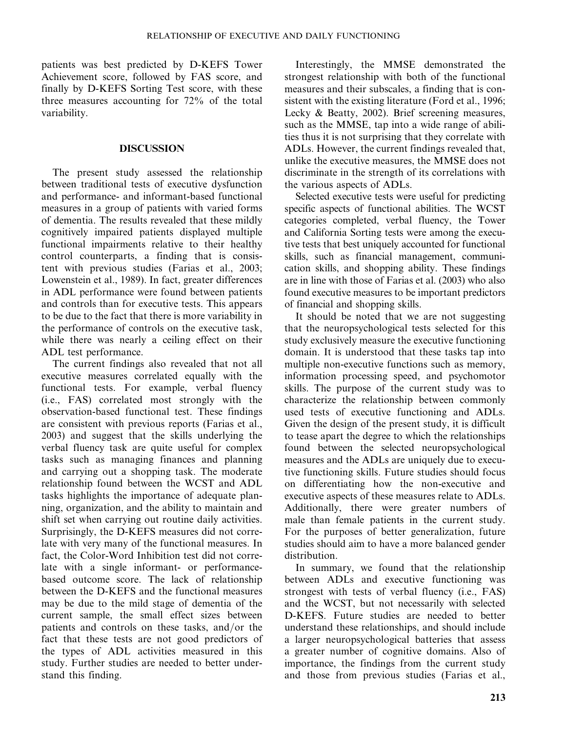patients was best predicted by D-KEFS Tower Achievement score, followed by FAS score, and finally by D-KEFS Sorting Test score, with these three measures accounting for 72% of the total variability.

## DISCUSSION

The present study assessed the relationship between traditional tests of executive dysfunction and performance- and informant-based functional measures in a group of patients with varied forms of dementia. The results revealed that these mildly cognitively impaired patients displayed multiple functional impairments relative to their healthy control counterparts, a finding that is consistent with previous studies (Farias et al., 2003; Lowenstein et al., 1989). In fact, greater differences in ADL performance were found between patients and controls than for executive tests. This appears to be due to the fact that there is more variability in the performance of controls on the executive task, while there was nearly a ceiling effect on their ADL test performance.

The current findings also revealed that not all executive measures correlated equally with the functional tests. For example, verbal fluency (i.e., FAS) correlated most strongly with the observation-based functional test. These findings are consistent with previous reports (Farias et al., 2003) and suggest that the skills underlying the verbal fluency task are quite useful for complex tasks such as managing finances and planning and carrying out a shopping task. The moderate relationship found between the WCST and ADL tasks highlights the importance of adequate planning, organization, and the ability to maintain and shift set when carrying out routine daily activities. Surprisingly, the D-KEFS measures did not correlate with very many of the functional measures. In fact, the Color-Word Inhibition test did not correlate with a single informant- or performance-based outcome score. The lack of relationship between the D-KEFS and the functional measures may be due to the mild stage of dementia of the current sample, the small effect sizes between patients and controls on these tasks, and/or the fact that these tests are not good predictors of the types of ADL activities measured in this study. Further studies are needed to better understand this finding.

Interestingly, the MMSE demonstrated the strongest relationship with both of the functional measures and their subscales, a finding that is consistent with the existing literature (Ford et al., 1996; Lecky & Beatty, 2002). Brief screening measures, such as the MMSE, tap into a wide range of abilities thus it is not surprising that they correlate with ADLs. However, the current findings revealed that, unlike the executive measures, the MMSE does not discriminate in the strength of its correlations with the various aspects of ADLs.

Selected executive tests were useful for predicting specific aspects of functional abilities. The WCST categories completed, verbal fluency, the Tower and California Sorting tests were among the executive tests that best uniquely accounted for functional skills, such as financial management, communication skills, and shopping ability. These findings are in line with those of Farias et al. (2003) who also found executive measures to be important predictors of financial and shopping skills.

It should be noted that we are not suggesting that the neuropsychological tests selected for this study exclusively measure the executive functioning domain. It is understood that these tasks tap into multiple non-executive functions such as memory, information processing speed, and psychomotor skills. The purpose of the current study was to characterize the relationship between commonly used tests of executive functioning and ADLs. Given the design of the present study, it is difficult to tease apart the degree to which the relationships found between the selected neuropsychological measures and the ADLs are uniquely due to executive functioning skills. Future studies should focus on differentiating how the non-executive and executive aspects of these measures relate to ADLs. Additionally, there were greater numbers of male than female patients in the current study. For the purposes of better generalization, future studies should aim to have a more balanced gender distribution.

In summary, we found that the relationship between ADLs and executive functioning was strongest with tests of verbal fluency (i.e., FAS) and the WCST, but not necessarily with selected D-KEFS. Future studies are needed to better understand these relationships, and should include a larger neuropsychological batteries that assess a greater number of cognitive domains. Also of importance, the findings from the current study and those from previous studies (Farias et al.,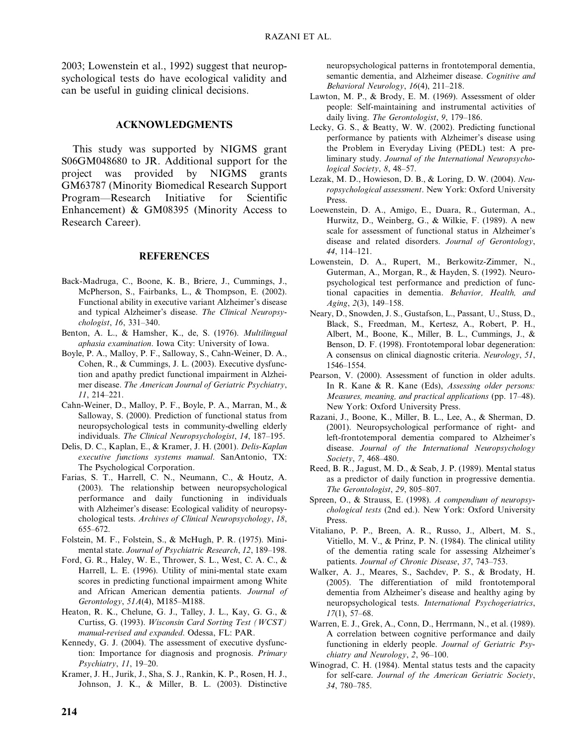2003; Lowenstein et al., 1992) suggest that neuropsychological tests do have ecological validity and can be useful in guiding clinical decisions.

## ACKNOWLEDGMENTS

This study was supported by NIGMS grant S06GM048680 to JR. Additional support for the project was provided by NIGMS grants GM63787 (Minority Biomedical Research Support Program—Research Initiative for Scientific Enhancement) & GM08395 (Minority Access to Research Career).

## REFERENCES

Back-Madruga, C., Boone, K. B., Briere, J., Cummings, J., McPherson, S., Fairbanks, L., & Thompson, E. (2002). Functional ability in executive variant Alzheimer's disease and typical Alzheimer's disease. *The Clinical Neuropsychologist*, *16*, 331–340.

Benton, A. L., & Hamsher, K., de, S. (1976). *Multilingual aphasia examination*. Iowa City: University of Iowa.

Boyle, P. A., Malloy, P. F., Salloway, S., Cahn-Weiner, D. A., Cohen, R., & Cummings, J. L. (2003). Executive dysfunction and apathy predict functional impairment in Alzheimer disease. *The American Journal of Geriatric Psychiatry*, *11*, 214–221.

Cahn-Weiner, D., Malloy, P. F., Boyle, P. A., Marran, M., & Salloway, S. (2000). Prediction of functional status from neuropsychological tests in community-dwelling elderly individuals. *The Clinical Neuropsychologist*, *14*, 187–195.

Delis, D. C., Kaplan, E., & Kramer, J. H. (2001). *Delis-Kaplan executive functions systems manual*. SanAntonio, TX: The Psychological Corporation.

Farias, S. T., Harrell, C. N., Neumann, C., & Houtz, A. (2003). The relationship between neuropsychological performance and daily functioning in individuals with Alzheimer's disease: Ecological validity of neuropsychological tests. *Archives of Clinical Neuropsychology*, *18*, 655–672.

Folstein, M. F., Folstein, S., & McHugh, P. R. (1975). Mini-mental state. *Journal of Psychiatric Research*, *12*, 189–198.

Ford, G. R., Haley, W. E., Thrower, S. L., West, C. A. C., & Harrell, L. E. (1996). Utility of mini-mental state exam scores in predicting functional impairment among White and African American dementia patients. *Journal of Gerontology*, *51A*(4), M185–M188.

Heaton, R. K., Chelune, G. J., Talley, J. L., Kay, G. G., & Curtiss, G. (1993). *Wisconsin Card Sorting Test (WCST) manual-revised and expanded*. Odessa, FL: PAR.

Kennedy, G. J. (2004). The assessment of executive dysfunction: Importance for diagnosis and prognosis. *Primary Psychiatry*, *11*, 19–20.

Kramer, J. H., Jurik, J., Sha, S. J., Rankin, K. P., Rosen, H. J., Johnson, J. K., & Miller, B. L. (2003). Distinctive neuropsychological patterns in frontotemporal dementia, semantic dementia, and Alzheimer disease. *Cognitive and Behavioral Neurology*, *16*(4), 211–218.

Lawton, M. P., & Brody, E. M. (1969). Assessment of older people: Self-maintaining and instrumental activities of daily living. *The Gerontologist*, *9*, 179–186.

Lecky, G. S., & Beatty, W. W. (2002). Predicting functional performance by patients with Alzheimer's disease using the Problem in Everyday Living (PEDL) test: A preliminary study. *Journal of the International Neuropsychological Society*, *8*, 48–57.

Lezak, M. D., Howieson, D. B., & Loring, D. W. (2004). *Neuropsychological assessment*. New York: Oxford University Press.

Loewenstein, D. A., Amigo, E., Duara, R., Guterman, A., Hurwitz, D., Weinberg, G., & Wilkie, F. (1989). A new scale for assessment of functional status in Alzheimer's disease and related disorders. *Journal of Gerontology*, *44*, 114–121.

Lowenstein, D. A., Rupert, M., Berkowitz-Zimmer, N., Guterman, A., Morgan, R., & Hayden, S. (1992). Neuropsychological test performance and prediction of functional capacities in dementia. *Behavior, Health, and Aging*, *2*(3), 149–158.

Neary, D., Snowden, J. S., Gustafson, L., Passant, U., Stuss, D., Black, S., Freedman, M., Kertesz, A., Robert, P. H., Albert, M., Boone, K., Miller, B. L., Cummings, J., & Benson, D. F. (1998). Frontotemporal lobar degeneration: A consensus on clinical diagnostic criteria. *Neurology*, *51*, 1546–1554.

Pearson, V. (2000). Assessment of function in older adults. In R. Kane & R. Kane (Eds), *Assessing older persons: Measures, meaning, and practical applications* (pp. 17–48). New York: Oxford University Press.

Razani, J., Boone, K., Miller, B. L., Lee, A., & Sherman, D. (2001). Neuropsychological performance of right- and left-frontotemporal dementia compared to Alzheimer's disease. *Journal of the International Neuropsychology Society*, *7*, 468–480.

Reed, B. R., Jagust, M. D., & Seab, J. P. (1989). Mental status as a predictor of daily function in progressive dementia. *The Gerontologist*, *29*, 805–807.

Spreen, O., & Strauss, E. (1998). *A compendium of neuropsychological tests* (2nd ed.). New York: Oxford University Press.

Vitaliano, P. P., Breen, A. R., Russo, J., Albert, M. S., Vitiello, M. V., & Prinz, P. N. (1984). The clinical utility of the dementia rating scale for assessing Alzheimer's patients. *Journal of Chronic Disease*, *37*, 743–753.

Walker, A. J., Meares, S., Sachdev, P. S., & Brodaty, H. (2005). The differentiation of mild frontotemporal dementia from Alzheimer's disease and healthy aging by neuropsychological tests. *International Psychogeriatrics*, *17*(1), 57–68.

Warren, E. J., Grek, A., Conn, D., Herrmann, N., et al. (1989). A correlation between cognitive performance and daily functioning in elderly people. *Journal of Geriatric Psychiatry and Neurology*, *2*, 96–100.

Winograd, C. H. (1984). Mental status tests and the capacity for self-care. *Journal of the American Geriatric Society*, *34*, 780–785.